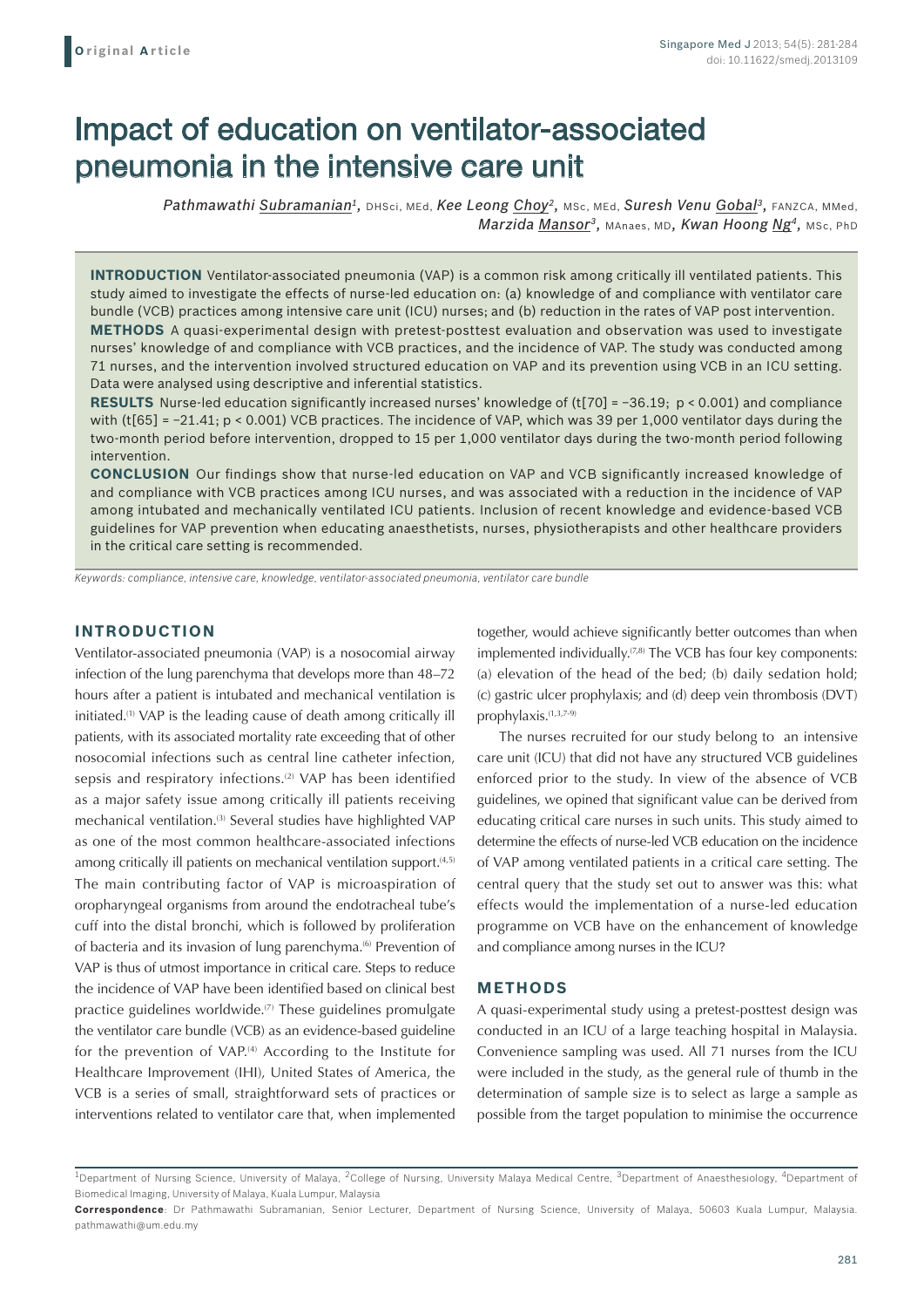**Original Article**

# Impact of education on ventilator-associated pneumonia in the intensive care unit

*Pathmawathi Subramanian*[1], DHSci, MEd, *Kee Leong Choy*[2], MSc, MEd, *Suresh Venu Gobal*[3], FANZCA, MMed, *Marzida Mansor*[3], MAnaes, MD, *Kwan Hoong Ng*[4], MSc, PhD

**INTRODUCTION** Ventilator-associated pneumonia (VAP) is a common risk among critically ill ventilated patients. This study aimed to investigate the effects of nurse-led education on: (a) knowledge of and compliance with ventilator care bundle (VCB) practices among intensive care unit (ICU) nurses; and (b) reduction in the rates of VAP post intervention.

**METHODS** A quasi-experimental design with pretest-posttest evaluation and observation was used to investigate nurses' knowledge of and compliance with VCB practices, and the incidence of VAP. The study was conducted among 71 nurses, and the intervention involved structured education on VAP and its prevention using VCB in an ICU setting. Data were analysed using descriptive and inferential statistics.

**RESULTS** Nurse-led education significantly increased nurses' knowledge of ($t[70] = −36.19$; $p < 0.001$) and compliance with ($t[65] = −21.41$; $p < 0.001$) VCB practices. The incidence of VAP, which was 39 per 1,000 ventilator days during the two-month period before intervention, dropped to 15 per 1,000 ventilator days during the two-month period following intervention.

**CONCLUSION** Our findings show that nurse-led education on VAP and VCB significantly increased knowledge of and compliance with VCB practices among ICU nurses, and was associated with a reduction in the incidence of VAP among intubated and mechanically ventilated ICU patients. Inclusion of recent knowledge and evidence-based VCB guidelines for VAP prevention when educating anaesthetists, nurses, physiotherapists and other healthcare providers in the critical care setting is recommended.

*Keywords: compliance, intensive care, knowledge, ventilator-associated pneumonia, ventilator care bundle*

## INTRODUCTION

Ventilator-associated pneumonia (VAP) is a nosocomial airway infection of the lung parenchyma that develops more than 48–72 hours after a patient is intubated and mechanical ventilation is initiated.[1] VAP is the leading cause of death among critically ill patients, with its associated mortality rate exceeding that of other nosocomial infections such as central line catheter infection, sepsis and respiratory infections.[2] VAP has been identified as a major safety issue among critically ill patients receiving mechanical ventilation.[3] Several studies have highlighted VAP as one of the most common healthcare-associated infections among critically ill patients on mechanical ventilation support.[4,5] The main contributing factor of VAP is microaspiration of oropharyngeal organisms from around the endotracheal tube's cuff into the distal bronchi, which is followed by proliferation of bacteria and its invasion of lung parenchyma.[6] Prevention of VAP is thus of utmost importance in critical care. Steps to reduce the incidence of VAP have been identified based on clinical best practice guidelines worldwide.[7] These guidelines promulgate the ventilator care bundle (VCB) as an evidence-based guideline for the prevention of VAP.[4] According to the Institute for Healthcare Improvement (IHI), United States of America, the VCB is a series of small, straightforward sets of practices or interventions related to ventilator care that, when implemented together, would achieve significantly better outcomes than when implemented individually.[7,8] The VCB has four key components: (a) elevation of the head of the bed; (b) daily sedation hold; (c) gastric ulcer prophylaxis; and (d) deep vein thrombosis (DVT) prophylaxis.[1,3,7-9]

The nurses recruited for our study belong to an intensive care unit (ICU) that did not have any structured VCB guidelines enforced prior to the study. In view of the absence of VCB guidelines, we opined that significant value can be derived from educating critical care nurses in such units. This study aimed to determine the effects of nurse-led VCB education on the incidence of VAP among ventilated patients in a critical care setting. The central query that the study set out to answer was this: what effects would the implementation of a nurse-led education programme on VCB have on the enhancement of knowledge and compliance among nurses in the ICU?

## METHODS

A quasi-experimental study using a pretest-posttest design was conducted in an ICU of a large teaching hospital in Malaysia. Convenience sampling was used. All 71 nurses from the ICU were included in the study, as the general rule of thumb in the determination of sample size is to select as large a sample as possible from the target population to minimise the occurrence

[1]Department of Nursing Science, University of Malaya, [2]College of Nursing, University Malaya Medical Centre, [3]Department of Anaesthesiology, [4]Department of Biomedical Imaging, University of Malaya, Kuala Lumpur, Malaysia

**Correspondence**: Dr Pathmawathi Subramanian, Senior Lecturer, Department of Nursing Science, University of Malaya, 50603 Kuala Lumpur, Malaysia. pathmawathi@um.edu.my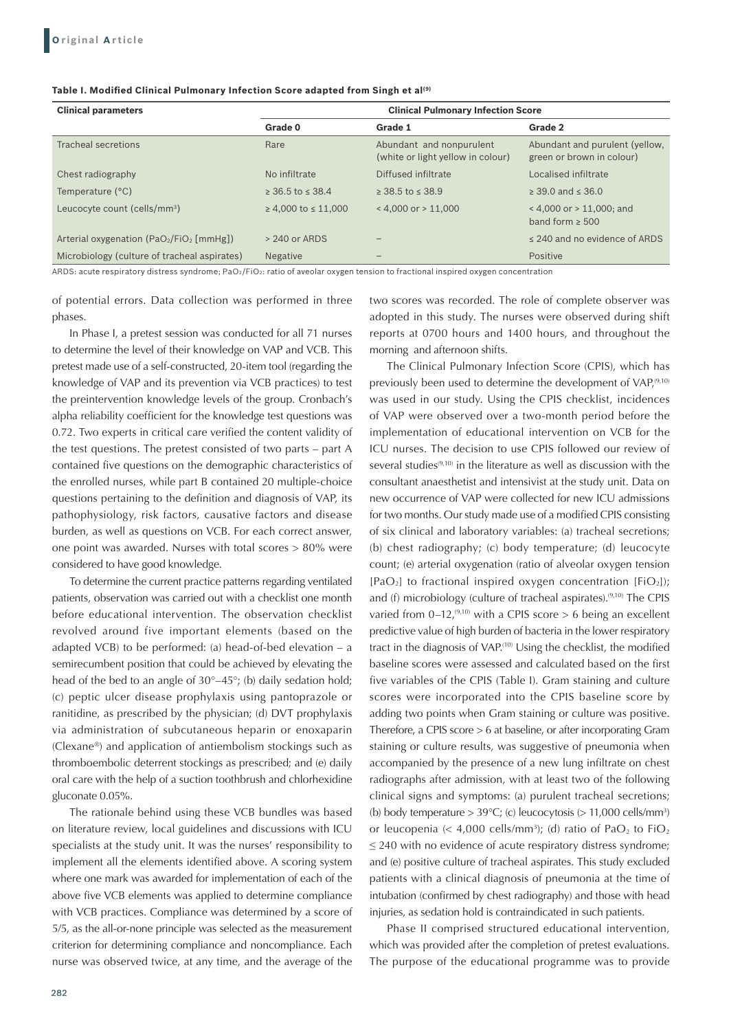**Table I. Modified Clinical Pulmonary Infection Score adapted from Singh et al[9]**

| Clinical parameters | Clinical Pulmonary Infection Score | | |
|---|---|---|---|
| | Grade 0 | Grade 1 | Grade 2 |
| Tracheal secretions | Rare | Abundant and nonpurulent (white or light yellow in colour) | Abundant and purulent (yellow, green or brown in colour) |
| Chest radiography | No infiltrate | Diffused infiltrate | Localised infiltrate |
| Temperature (°C) | ≥ 36.5 to ≤ 38.4 | ≥ 38.5 to ≤ 38.9 | ≥ 39.0 and ≤ 36.0 |
| Leucocyte count (cells/mm³) | ≥ 4,000 to ≤ 11,000 | < 4,000 or > 11,000 | < 4,000 or > 11,000; and band form ≥ 500 |
| Arterial oxygenation ($PaO_2/FiO_2$ [mmHg]) | > 240 or ARDS | – | ≤ 240 and no evidence of ARDS |
| Microbiology (culture of tracheal aspirates) | Negative | – | Positive |

ARDS: acute respiratory distress syndrome; $PaO_2/FiO_2$: ratio of aveolar oxygen tension to fractional inspired oxygen concentration

of potential errors. Data collection was performed in three phases.

In Phase I, a pretest session was conducted for all 71 nurses to determine the level of their knowledge on VAP and VCB. This pretest made use of a self-constructed, 20-item tool (regarding the knowledge of VAP and its prevention via VCB practices) to test the preintervention knowledge levels of the group. Cronbach's alpha reliability coefficient for the knowledge test questions was 0.72. Two experts in critical care verified the content validity of the test questions. The pretest consisted of two parts – part A contained five questions on the demographic characteristics of the enrolled nurses, while part B contained 20 multiple-choice questions pertaining to the definition and diagnosis of VAP, its pathophysiology, risk factors, causative factors and disease burden, as well as questions on VCB. For each correct answer, one point was awarded. Nurses with total scores > 80% were considered to have good knowledge.

To determine the current practice patterns regarding ventilated patients, observation was carried out with a checklist one month before educational intervention. The observation checklist revolved around five important elements (based on the adapted VCB) to be performed: (a) head-of-bed elevation – a semirecumbent position that could be achieved by elevating the head of the bed to an angle of 30°–45°; (b) daily sedation hold; (c) peptic ulcer disease prophylaxis using pantoprazole or ranitidine, as prescribed by the physician; (d) DVT prophylaxis via administration of subcutaneous heparin or enoxaparin (Clexane®) and application of antiembolism stockings such as thromboembolic deterrent stockings as prescribed; and (e) daily oral care with the help of a suction toothbrush and chlorhexidine gluconate 0.05%.

The rationale behind using these VCB bundles was based on literature review, local guidelines and discussions with ICU specialists at the study unit. It was the nurses' responsibility to implement all the elements identified above. A scoring system where one mark was awarded for implementation of each of the above five VCB elements was applied to determine compliance with VCB practices. Compliance was determined by a score of 5/5, as the all-or-none principle was selected as the measurement criterion for determining compliance and noncompliance. Each nurse was observed twice, at any time, and the average of the two scores was recorded. The role of complete observer was adopted in this study. The nurses were observed during shift reports at 0700 hours and 1400 hours, and throughout the morning and afternoon shifts.

The Clinical Pulmonary Infection Score (CPIS), which has previously been used to determine the development of VAP,[9,10] was used in our study. Using the CPIS checklist, incidences of VAP were observed over a two-month period before the implementation of educational intervention on VCB for the ICU nurses. The decision to use CPIS followed our review of several studies[9,10] in the literature as well as discussion with the consultant anaesthetist and intensivist at the study unit. Data on new occurrence of VAP were collected for new ICU admissions for two months. Our study made use of a modified CPIS consisting of six clinical and laboratory variables: (a) tracheal secretions; (b) chest radiography; (c) body temperature; (d) leucocyte count; (e) arterial oxygenation (ratio of alveolar oxygen tension [$PaO_2$] to fractional inspired oxygen concentration [$FiO_2$]); and (f) microbiology (culture of tracheal aspirates).[9,10] The CPIS varied from 0–12,[9,10] with a CPIS score > 6 being an excellent predictive value of high burden of bacteria in the lower respiratory tract in the diagnosis of VAP.[10] Using the checklist, the modified baseline scores were assessed and calculated based on the first five variables of the CPIS (Table I). Gram staining and culture scores were incorporated into the CPIS baseline score by adding two points when Gram staining or culture was positive. Therefore, a CPIS score > 6 at baseline, or after incorporating Gram staining or culture results, was suggestive of pneumonia when accompanied by the presence of a new lung infiltrate on chest radiographs after admission, with at least two of the following clinical signs and symptoms: (a) purulent tracheal secretions; (b) body temperature > 39°C; (c) leucocytosis (> 11,000 cells/mm³) or leucopenia (< 4,000 cells/mm³); (d) ratio of $PaO_2$ to $FiO_2$ ≤ 240 with no evidence of acute respiratory distress syndrome; and (e) positive culture of tracheal aspirates. This study excluded patients with a clinical diagnosis of pneumonia at the time of intubation (confirmed by chest radiography) and those with head injuries, as sedation hold is contraindicated in such patients.

Phase II comprised structured educational intervention, which was provided after the completion of pretest evaluations. The purpose of the educational programme was to provide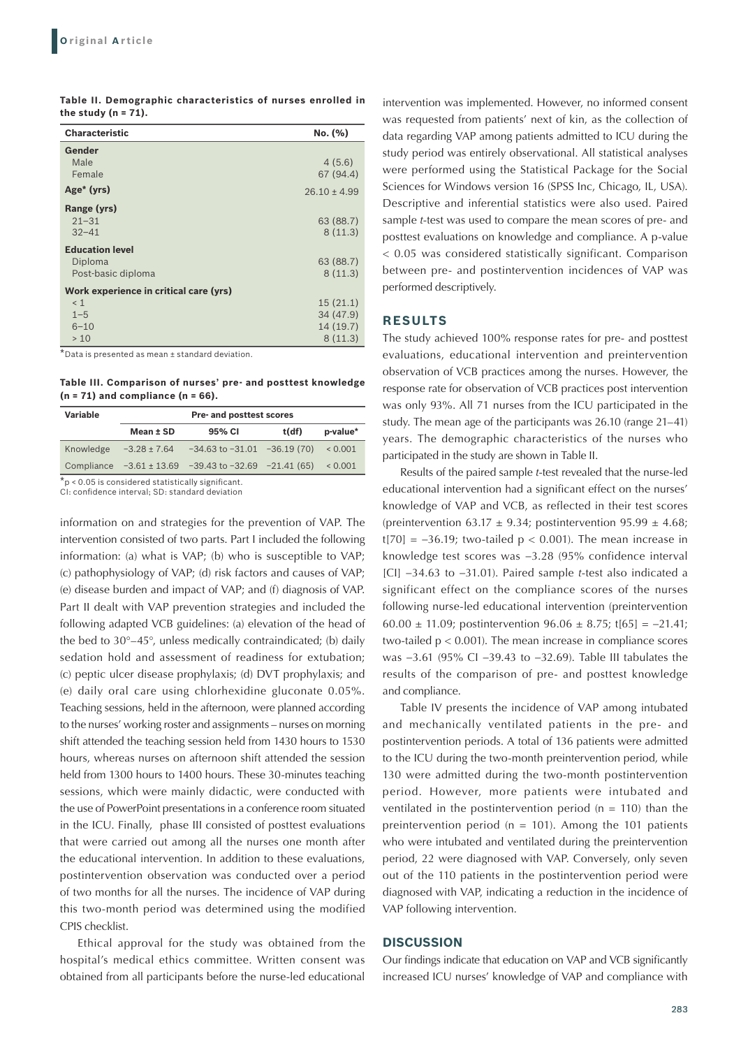**Table II. Demographic characteristics of nurses enrolled in the study (n = 71).**

| Characteristic | No. (%) |
|---|---|
| **Gender** | |
| Male | 4 (5.6) |
| Female | 67 (94.4) |
| **Age* (yrs)** | 26.10 ± 4.99 |
| **Range (yrs)** | |
| 21–31 | 63 (88.7) |
| 32–41 | 8 (11.3) |
| **Education level** | |
| Diploma | 63 (88.7) |
| Post-basic diploma | 8 (11.3) |
| **Work experience in critical care (yrs)** | |
| < 1 | 15 (21.1) |
| 1–5 | 34 (47.9) |
| 6–10 | 14 (19.7) |
| > 10 | 8 (11.3) |

*Data is presented as mean ± standard deviation.

**Table III. Comparison of nurses' pre- and posttest knowledge (n = 71) and compliance (n = 66).**

| Variable | Pre- and posttest scores | | | |
|---|---|---|---|---|
| | Mean ± SD | 95% CI | t(df) | p-value* |
| Knowledge | −3.28 ± 7.64 | −34.63 to −31.01 | −36.19 (70) | < 0.001 |
| Compliance | −3.61 ± 13.69 | −39.43 to −32.69 | −21.41 (65) | < 0.001 |

*p < 0.05 is considered statistically significant.
CI: confidence interval; SD: standard deviation

information on and strategies for the prevention of VAP. The intervention consisted of two parts. Part I included the following information: (a) what is VAP; (b) who is susceptible to VAP; (c) pathophysiology of VAP; (d) risk factors and causes of VAP; (e) disease burden and impact of VAP; and (f) diagnosis of VAP. Part II dealt with VAP prevention strategies and included the following adapted VCB guidelines: (a) elevation of the head of the bed to 30°–45°, unless medically contraindicated; (b) daily sedation hold and assessment of readiness for extubation; (c) peptic ulcer disease prophylaxis; (d) DVT prophylaxis; and (e) daily oral care using chlorhexidine gluconate 0.05%. Teaching sessions, held in the afternoon, were planned according to the nurses' working roster and assignments – nurses on morning shift attended the teaching session held from 1430 hours to 1530 hours, whereas nurses on afternoon shift attended the session held from 1300 hours to 1400 hours. These 30-minutes teaching sessions, which were mainly didactic, were conducted with the use of PowerPoint presentations in a conference room situated in the ICU. Finally, phase III consisted of posttest evaluations that were carried out among all the nurses one month after the educational intervention. In addition to these evaluations, postintervention observation was conducted over a period of two months for all the nurses. The incidence of VAP during this two-month period was determined using the modified CPIS checklist.

Ethical approval for the study was obtained from the hospital's medical ethics committee. Written consent was obtained from all participants before the nurse-led educational intervention was implemented. However, no informed consent was requested from patients' next of kin, as the collection of data regarding VAP among patients admitted to ICU during the study period was entirely observational. All statistical analyses were performed using the Statistical Package for the Social Sciences for Windows version 16 (SPSS Inc, Chicago, IL, USA). Descriptive and inferential statistics were also used. Paired sample *t*-test was used to compare the mean scores of pre- and posttest evaluations on knowledge and compliance. A p-value < 0.05 was considered statistically significant. Comparison between pre- and postintervention incidences of VAP was performed descriptively.

## RESULTS

The study achieved 100% response rates for pre- and posttest evaluations, educational intervention and preintervention observation of VCB practices among the nurses. However, the response rate for observation of VCB practices post intervention was only 93%. All 71 nurses from the ICU participated in the study. The mean age of the participants was 26.10 (range 21–41) years. The demographic characteristics of the nurses who participated in the study are shown in Table II.

Results of the paired sample *t*-test revealed that the nurse-led educational intervention had a significant effect on the nurses' knowledge of VAP and VCB, as reflected in their test scores (preintervention 63.17 ± 9.34; postintervention 95.99 ± 4.68; t[70] = −36.19; two-tailed p < 0.001). The mean increase in knowledge test scores was −3.28 (95% confidence interval [CI] −34.63 to −31.01). Paired sample *t*-test also indicated a significant effect on the compliance scores of the nurses following nurse-led educational intervention (preintervention 60.00 ± 11.09; postintervention 96.06 ± 8.75; t[65] = −21.41; two-tailed p < 0.001). The mean increase in compliance scores was −3.61 (95% CI −39.43 to −32.69). Table III tabulates the results of the comparison of pre- and posttest knowledge and compliance.

Table IV presents the incidence of VAP among intubated and mechanically ventilated patients in the pre- and postintervention periods. A total of 136 patients were admitted to the ICU during the two-month preintervention period, while 130 were admitted during the two-month postintervention period. However, more patients were intubated and ventilated in the postintervention period (n = 110) than the preintervention period (n = 101). Among the 101 patients who were intubated and ventilated during the preintervention period, 22 were diagnosed with VAP. Conversely, only seven out of the 110 patients in the postintervention period were diagnosed with VAP, indicating a reduction in the incidence of VAP following intervention.

## DISCUSSION

Our findings indicate that education on VAP and VCB significantly increased ICU nurses' knowledge of VAP and compliance with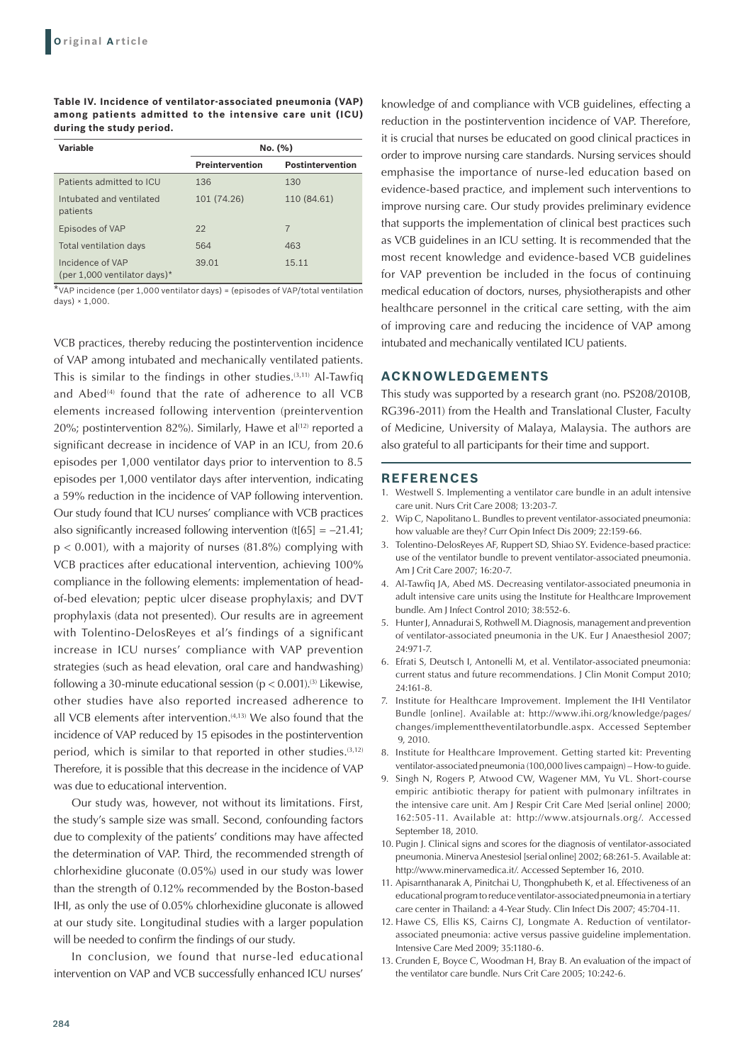**Table IV. Incidence of ventilator-associated pneumonia (VAP) among patients admitted to the intensive care unit (ICU) during the study period.**

| Variable | No. (%) | |
|---|---|---|
| | Preintervention | Postintervention |
| Patients admitted to ICU | 136 | 130 |
| Intubated and ventilated patients | 101 (74.26) | 110 (84.61) |
| Episodes of VAP | 22 | 7 |
| Total ventilation days | 564 | 463 |
| Incidence of VAP (per 1,000 ventilator days)* | 39.01 | 15.11 |

*VAP incidence (per 1,000 ventilator days) = (episodes of VAP/total ventilation days) × 1,000.

VCB practices, thereby reducing the postintervention incidence of VAP among intubated and mechanically ventilated patients. This is similar to the findings in other studies.[3,11] Al-Tawfiq and Abed[4] found that the rate of adherence to all VCB elements increased following intervention (preintervention 20%; postintervention 82%). Similarly, Hawe et al[12] reported a significant decrease in incidence of VAP in an ICU, from 20.6 episodes per 1,000 ventilator days prior to intervention to 8.5 episodes per 1,000 ventilator days after intervention, indicating a 59% reduction in the incidence of VAP following intervention. Our study found that ICU nurses' compliance with VCB practices also significantly increased following intervention ($t[65] = -21.41$; $p < 0.001$), with a majority of nurses (81.8%) complying with VCB practices after educational intervention, achieving 100% compliance in the following elements: implementation of head-of-bed elevation; peptic ulcer disease prophylaxis; and DVT prophylaxis (data not presented). Our results are in agreement with Tolentino-DelosReyes et al's findings of a significant increase in ICU nurses' compliance with VAP prevention strategies (such as head elevation, oral care and handwashing) following a 30-minute educational session ($p < 0.001$).[3] Likewise, other studies have also reported increased adherence to all VCB elements after intervention.[4,13] We also found that the incidence of VAP reduced by 15 episodes in the postintervention period, which is similar to that reported in other studies.[3,12] Therefore, it is possible that this decrease in the incidence of VAP was due to educational intervention.

Our study was, however, not without its limitations. First, the study's sample size was small. Second, confounding factors due to complexity of the patients' conditions may have affected the determination of VAP. Third, the recommended strength of chlorhexidine gluconate (0.05%) used in our study was lower than the strength of 0.12% recommended by the Boston-based IHI, as only the use of 0.05% chlorhexidine gluconate is allowed at our study site. Longitudinal studies with a larger population will be needed to confirm the findings of our study.

In conclusion, we found that nurse-led educational intervention on VAP and VCB successfully enhanced ICU nurses' knowledge of and compliance with VCB guidelines, effecting a reduction in the postintervention incidence of VAP. Therefore, it is crucial that nurses be educated on good clinical practices in order to improve nursing care standards. Nursing services should emphasise the importance of nurse-led education based on evidence-based practice, and implement such interventions to improve nursing care. Our study provides preliminary evidence that supports the implementation of clinical best practices such as VCB guidelines in an ICU setting. It is recommended that the most recent knowledge and evidence-based VCB guidelines for VAP prevention be included in the focus of continuing medical education of doctors, nurses, physiotherapists and other healthcare personnel in the critical care setting, with the aim of improving care and reducing the incidence of VAP among intubated and mechanically ventilated ICU patients.

## ACKNOWLEDGEMENTS

This study was supported by a research grant (no. PS208/2010B, RG396-2011) from the Health and Translational Cluster, Faculty of Medicine, University of Malaya, Malaysia. The authors are also grateful to all participants for their time and support.

## REFERENCES

1. Westwell S. Implementing a ventilator care bundle in an adult intensive care unit. Nurs Crit Care 2008; 13:203-7.
2. Wip C, Napolitano L. Bundles to prevent ventilator-associated pneumonia: how valuable are they? Curr Opin Infect Dis 2009; 22:159-66.
3. Tolentino-DelosReyes AF, Ruppert SD, Shiao SY. Evidence-based practice: use of the ventilator bundle to prevent ventilator-associated pneumonia. Am J Crit Care 2007; 16:20-7.
4. Al-Tawfiq JA, Abed MS. Decreasing ventilator-associated pneumonia in adult intensive care units using the Institute for Healthcare Improvement bundle. Am J Infect Control 2010; 38:552-6.
5. Hunter J, Annadurai S, Rothwell M. Diagnosis, management and prevention of ventilator-associated pneumonia in the UK. Eur J Anaesthesiol 2007; 24:971-7.
6. Efrati S, Deutsch I, Antonelli M, et al. Ventilator-associated pneumonia: current status and future recommendations. J Clin Monit Comput 2010; 24:161-8.
7. Institute for Healthcare Improvement. Implement the IHI Ventilator Bundle [online]. Available at: http://www.ihi.org/knowledge/pages/changes/implementtheventilatorbundle.aspx. Accessed September 9, 2010.
8. Institute for Healthcare Improvement. Getting started kit: Preventing ventilator-associated pneumonia (100,000 lives campaign) – How-to guide.
9. Singh N, Rogers P, Atwood CW, Wagener MM, Yu VL. Short-course empiric antibiotic therapy for patient with pulmonary infiltrates in the intensive care unit. Am J Respir Crit Care Med [serial online] 2000; 162:505-11. Available at: http://www.atsjournals.org/. Accessed September 18, 2010.
10. Pugin J. Clinical signs and scores for the diagnosis of ventilator-associated pneumonia. Minerva Anestesiol [serial online] 2002; 68:261-5. Available at: http://www.minervamedica.it/. Accessed September 16, 2010.
11. Apisarnthanarak A, Pinitchai U, Thongphubeth K, et al. Effectiveness of an educational program to reduce ventilator-associated pneumonia in a tertiary care center in Thailand: a 4-Year Study. Clin Infect Dis 2007; 45:704-11.
12. Hawe CS, Ellis KS, Cairns CJ, Longmate A. Reduction of ventilator-associated pneumonia: active versus passive guideline implementation. Intensive Care Med 2009; 35:1180-6.
13. Crunden E, Boyce C, Woodman H, Bray B. An evaluation of the impact of the ventilator care bundle. Nurs Crit Care 2005; 10:242-6.